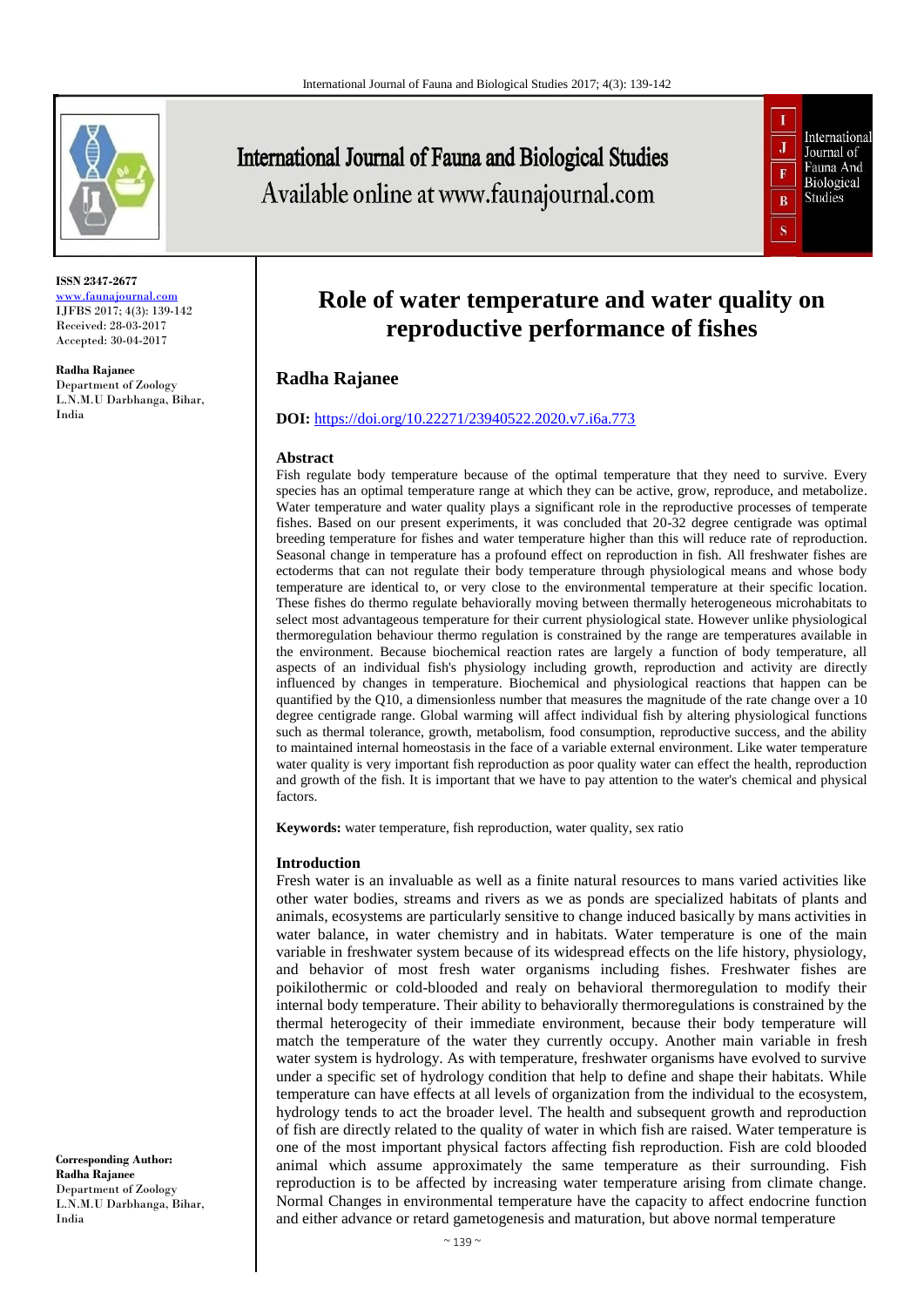**ISSN 2347-2677**
www.faunajournal.com
IJFBS 2017; 4(3): 139-142
Received: 28-03-2017
Accepted: 30-04-2017

**Radha Rajanee**
Department of Zoology
L.N.M.U Darbhanga, Bihar, India

**Corresponding Author:**
**Radha Rajanee**
Department of Zoology
L.N.M.U Darbhanga, Bihar, India

# Role of water temperature and water quality on reproductive performance of fishes

## Radha Rajanee

**DOI:** https://doi.org/10.22271/23940522.2020.v7.i6a.773

### Abstract

Fish regulate body temperature because of the optimal temperature that they need to survive. Every species has an optimal temperature range at which they can be active, grow, reproduce, and metabolize. Water temperature and water quality plays a significant role in the reproductive processes of temperate fishes. Based on our present experiments, it was concluded that 20-32 degree centigrade was optimal breeding temperature for fishes and water temperature higher than this will reduce rate of reproduction. Seasonal change in temperature has a profound effect on reproduction in fish. All freshwater fishes are ectoderms that can not regulate their body temperature through physiological means and whose body temperature are identical to, or very close to the environmental temperature at their specific location. These fishes do thermo regulate behaviorally moving between thermally heterogeneous microhabitats to select most advantageous temperature for their current physiological state. However unlike physiological thermoregulation behaviour thermo regulation is constrained by the range are temperatures available in the environment. Because biochemical reaction rates are largely a function of body temperature, all aspects of an individual fish's physiology including growth, reproduction and activity are directly influenced by changes in temperature. Biochemical and physiological reactions that happen can be quantified by the Q10, a dimensionless number that measures the magnitude of the rate change over a 10 degree centigrade range. Global warming will affect individual fish by altering physiological functions such as thermal tolerance, growth, metabolism, food consumption, reproductive success, and the ability to maintained internal homeostasis in the face of a variable external environment. Like water temperature water quality is very important fish reproduction as poor quality water can effect the health, reproduction and growth of the fish. It is important that we have to pay attention to the water's chemical and physical factors.

**Keywords:** water temperature, fish reproduction, water quality, sex ratio

### Introduction

Fresh water is an invaluable as well as a finite natural resources to mans varied activities like other water bodies, streams and rivers as we as ponds are specialized habitats of plants and animals, ecosystems are particularly sensitive to change induced basically by mans activities in water balance, in water chemistry and in habitats. Water temperature is one of the main variable in freshwater system because of its widespread effects on the life history, physiology, and behavior of most fresh water organisms including fishes. Freshwater fishes are poikilothermic or cold-blooded and realy on behavioral thermoregulation to modify their internal body temperature. Their ability to behaviorally thermoregulations is constrained by the thermal heterogecity of their immediate environment, because their body temperature will match the temperature of the water they currently occupy. Another main variable in fresh water system is hydrology. As with temperature, freshwater organisms have evolved to survive under a specific set of hydrology condition that help to define and shape their habitats. While temperature can have effects at all levels of organization from the individual to the ecosystem, hydrology tends to act the broader level. The health and subsequent growth and reproduction of fish are directly related to the quality of water in which fish are raised. Water temperature is one of the most important physical factors affecting fish reproduction. Fish are cold blooded animal which assume approximately the same temperature as their surrounding. Fish reproduction is to be affected by increasing water temperature arising from climate change. Normal Changes in environmental temperature have the capacity to affect endocrine function and either advance or retard gametogenesis and maturation, but above normal temperature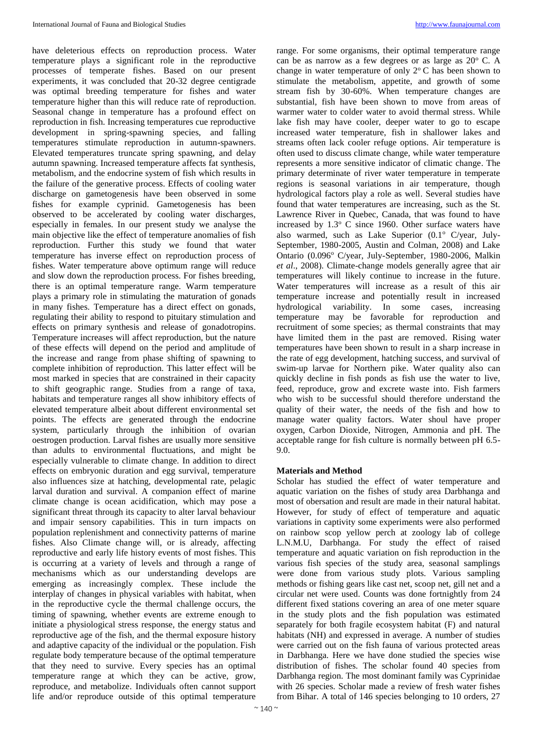have deleterious effects on reproduction process. Water temperature plays a significant role in the reproductive processes of temperate fishes. Based on our present experiments, it was concluded that 20-32 degree centigrade was optimal breeding temperature for fishes and water temperature higher than this will reduce rate of reproduction. Seasonal change in temperature has a profound effect on reproduction in fish. Increasing temperatures cue reproductive development in spring-spawning species, and falling temperatures stimulate reproduction in autumn-spawners. Elevated temperatures truncate spring spawning, and delay autumn spawning. Increased temperature affects fat synthesis, metabolism, and the endocrine system of fish which results in the failure of the generative process. Effects of cooling water discharge on gametogenesis have been observed in some fishes for example cyprinid. Gametogenesis has been observed to be accelerated by cooling water discharges, especially in females. In our present study we analyse the main objective like the effect of temperature anomalies of fish reproduction. Further this study we found that water temperature has inverse effect on reproduction process of fishes. Water temperature above optimum range will reduce and slow down the reproduction process. For fishes breeding, there is an optimal temperature range. Warm temperature plays a primary role in stimulating the maturation of gonads in many fishes. Temperature has a direct effect on gonads, regulating their ability to respond to pituitary stimulation and effects on primary synthesis and release of gonadotropins. Temperature increases will affect reproduction, but the nature of these effects will depend on the period and amplitude of the increase and range from phase shifting of spawning to complete inhibition of reproduction. This latter effect will be most marked in species that are constrained in their capacity to shift geographic range. Studies from a range of taxa, habitats and temperature ranges all show inhibitory effects of elevated temperature albeit about different environmental set points. The effects are generated through the endocrine system, particularly through the inhibition of ovarian oestrogen production. Larval fishes are usually more sensitive than adults to environmental fluctuations, and might be especially vulnerable to climate change. In addition to direct effects on embryonic duration and egg survival, temperature also influences size at hatching, developmental rate, pelagic larval duration and survival. A companion effect of marine climate change is ocean acidification, which may pose a significant threat through its capacity to alter larval behaviour and impair sensory capabilities. This in turn impacts on population replenishment and connectivity patterns of marine fishes. Also Climate change will, or is already, affecting reproductive and early life history events of most fishes. This is occurring at a variety of levels and through a range of mechanisms which as our understanding develops are emerging as increasingly complex. These include the interplay of changes in physical variables with habitat, when in the reproductive cycle the thermal challenge occurs, the timing of spawning, whether events are extreme enough to initiate a physiological stress response, the energy status and reproductive age of the fish, and the thermal exposure history and adaptive capacity of the individual or the population. Fish regulate body temperature because of the optimal temperature that they need to survive. Every species has an optimal temperature range at which they can be active, grow, reproduce, and metabolize. Individuals often cannot support life and/or reproduce outside of this optimal temperature range. For some organisms, their optimal temperature range can be as narrow as a few degrees or as large as 20° C. A change in water temperature of only 2° C has been shown to stimulate the metabolism, appetite, and growth of some stream fish by 30-60%. When temperature changes are substantial, fish have been shown to move from areas of warmer water to colder water to avoid thermal stress. While lake fish may have cooler, deeper water to go to escape increased water temperature, fish in shallower lakes and streams often lack cooler refuge options. Air temperature is often used to discuss climate change, while water temperature represents a more sensitive indicator of climatic change. The primary determinate of river water temperature in temperate regions is seasonal variations in air temperature, though hydrological factors play a role as well. Several studies have found that water temperatures are increasing, such as the St. Lawrence River in Quebec, Canada, that was found to have increased by 1.3° C since 1960. Other surface waters have also warmed, such as Lake Superior (0.1° C/year, July-September, 1980-2005, Austin and Colman, 2008) and Lake Ontario (0.096° C/year, July-September, 1980-2006, Malkin *et al*., 2008). Climate-change models generally agree that air temperatures will likely continue to increase in the future. Water temperatures will increase as a result of this air temperature increase and potentially result in increased hydrological variability. In some cases, increasing temperature may be favorable for reproduction and recruitment of some species; as thermal constraints that may have limited them in the past are removed. Rising water temperatures have been shown to result in a sharp increase in the rate of egg development, hatching success, and survival of swim-up larvae for Northern pike. Water quality also can quickly decline in fish ponds as fish use the water to live, feed, reproduce, grow and excrete waste into. Fish farmers who wish to be successful should therefore understand the quality of their water, the needs of the fish and how to manage water quality factors. Water shoul have proper oxygen, Carbon Dioxide, Nitrogen, Ammonia and pH. The acceptable range for fish culture is normally between pH 6.5-9.0.

## Materials and Method

Scholar has studied the effect of water temperature and aquatic variation on the fishes of study area Darbhanga and most of obersation and result are made in their natural habitat. However, for study of effect of temperature and aquatic variations in captivity some experiments were also performed on rainbow scop yellow perch at zoology lab of college L.N.M.U, Darbhanga. For study the effect of raised temperature and aquatic variation on fish reproduction in the various fish species of the study area, seasonal samplings were done from various study plots. Various sampling methods or fishing gears like cast net, scoop net, gill net and a circular net were used. Counts was done fortnightly from 24 different fixed stations covering an area of one meter square in the study plots and the fish population was estimated separately for both fragile ecosystem habitat (F) and natural habitats (NH) and expressed in average. A number of studies were carried out on the fish fauna of various protected areas in Darbhanga. Here we have done studied the species wise distribution of fishes. The scholar found 40 species from Darbhanga region. The most dominant family was Cyprinidae with 26 species. Scholar made a review of fresh water fishes from Bihar. A total of 146 species belonging to 10 orders, 27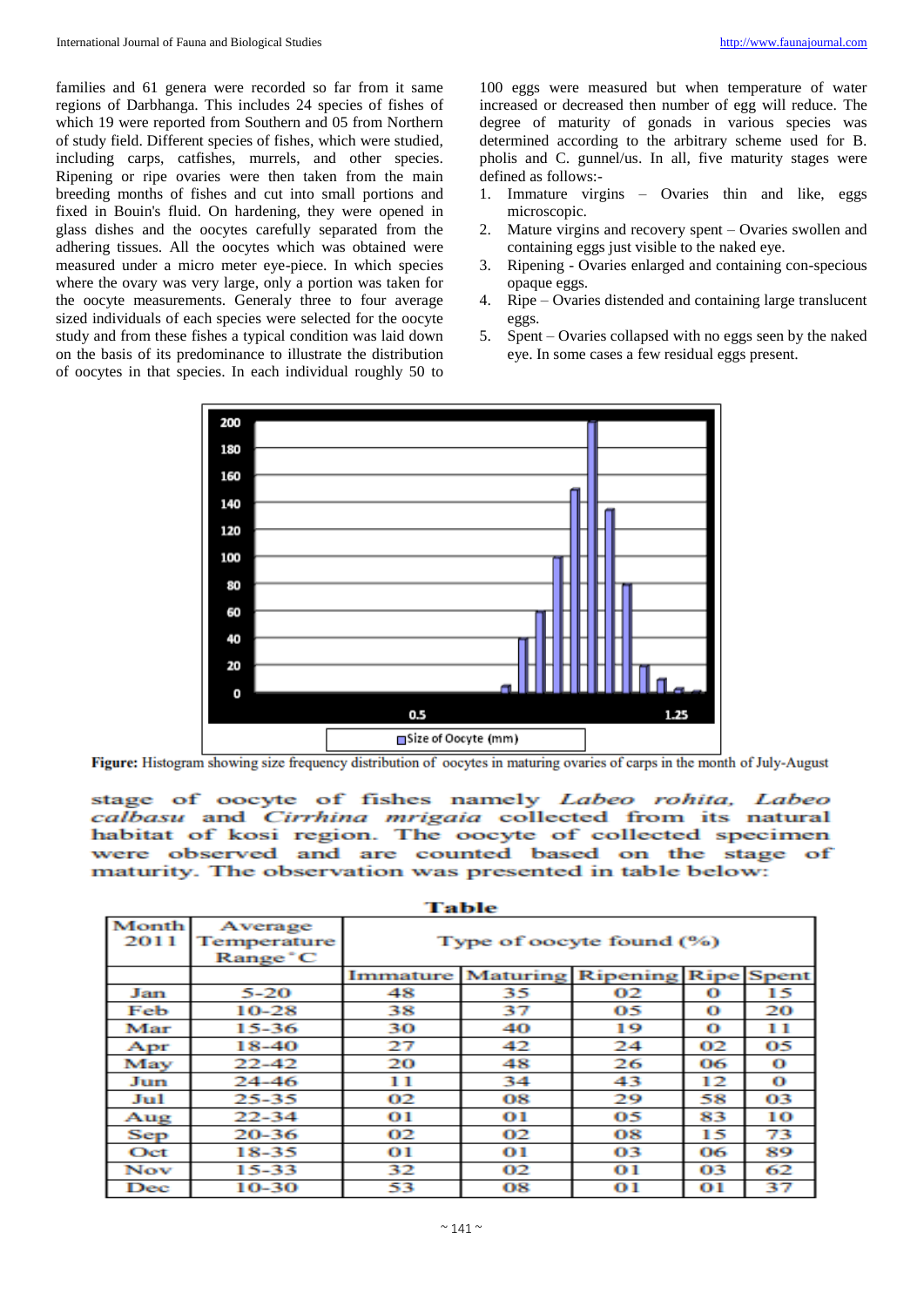families and 61 genera were recorded so far from it same regions of Darbhanga. This includes 24 species of fishes of which 19 were reported from Southern and 05 from Northern of study field. Different species of fishes, which were studied, including carps, catfishes, murrels, and other species. Ripening or ripe ovaries were then taken from the main breeding months of fishes and cut into small portions and fixed in Bouin's fluid. On hardening, they were opened in glass dishes and the oocytes carefully separated from the adhering tissues. All the oocytes which was obtained were measured under a micro meter eye-piece. In which species where the ovary was very large, only a portion was taken for the oocyte measurements. Generaly three to four average sized individuals of each species were selected for the oocyte study and from these fishes a typical condition was laid down on the basis of its predominance to illustrate the distribution of oocytes in that species. In each individual roughly 50 to 100 eggs were measured but when temperature of water increased or decreased then number of egg will reduce. The degree of maturity of gonads in various species was determined according to the arbitrary scheme used for B. pholis and C. gunnel/us. In all, five maturity stages were defined as follows:-

1. Immature virgins – Ovaries thin and like, eggs microscopic.
2. Mature virgins and recovery spent – Ovaries swollen and containing eggs just visible to the naked eye.
3. Ripening - Ovaries enlarged and containing con-specious opaque eggs.
4. Ripe – Ovaries distended and containing large translucent eggs.
5. Spent – Ovaries collapsed with no eggs seen by the naked eye. In some cases a few residual eggs present.

**Figure:** Histogram showing size frequency distribution of oocytes in maturing ovaries of carps in the month of July-August

stage of oocyte of fishes namely *Labeo rohita*, *Labeo calbasu* and *Cirrhina mrigaia* collected from its natural habitat of kosi region. The oocyte of collected specimen were observed and are counted based on the stage of maturity. The observation was presented in table below:

**Table**

| Month 2011 | Average Temperature Range °C | Type of oocyte found (%) | | | | |
|---|---|---|---|---|---|---|
| | | Immature | Maturing | Ripening | Ripe | Spent |
| Jan | 5-20 | 48 | 35 | 02 | 0 | 15 |
| Feb | 10-28 | 38 | 37 | 05 | 0 | 20 |
| Mar | 15-36 | 30 | 40 | 19 | 0 | 11 |
| Apr | 18-40 | 27 | 42 | 24 | 02 | 05 |
| May | 22-42 | 20 | 48 | 26 | 06 | 0 |
| Jun | 24-46 | 11 | 34 | 43 | 12 | 0 |
| Jul | 25-35 | 02 | 08 | 29 | 58 | 03 |
| Aug | 22-34 | 01 | 01 | 05 | 83 | 10 |
| Sep | 20-36 | 02 | 02 | 08 | 15 | 73 |
| Oct | 18-35 | 01 | 01 | 03 | 06 | 89 |
| Nov | 15-33 | 32 | 02 | 01 | 03 | 62 |
| Dec | 10-30 | 53 | 08 | 01 | 01 | 37 |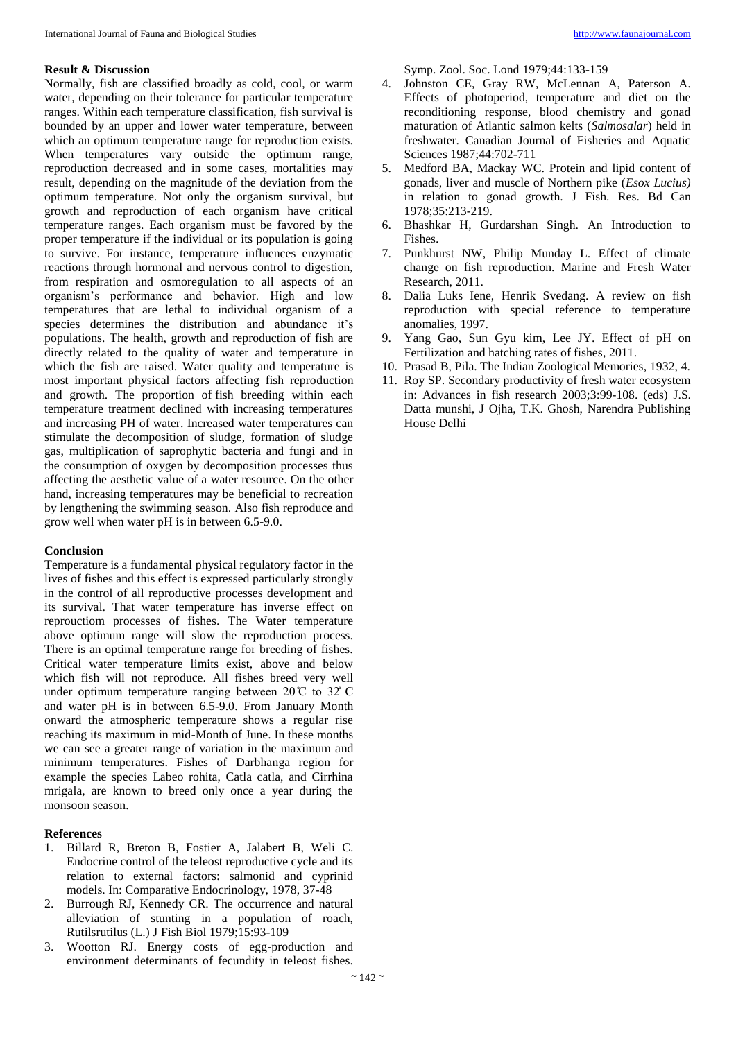## Result & Discussion

Normally, fish are classified broadly as cold, cool, or warm water, depending on their tolerance for particular temperature ranges. Within each temperature classification, fish survival is bounded by an upper and lower water temperature, between which an optimum temperature range for reproduction exists. When temperatures vary outside the optimum range, reproduction decreased and in some cases, mortalities may result, depending on the magnitude of the deviation from the optimum temperature. Not only the organism survival, but growth and reproduction of each organism have critical temperature ranges. Each organism must be favored by the proper temperature if the individual or its population is going to survive. For instance, temperature influences enzymatic reactions through hormonal and nervous control to digestion, from respiration and osmoregulation to all aspects of an organism's performance and behavior. High and low temperatures that are lethal to individual organism of a species determines the distribution and abundance it's populations. The health, growth and reproduction of fish are directly related to the quality of water and temperature in which the fish are raised. Water quality and temperature is most important physical factors affecting fish reproduction and growth. The proportion of fish breeding within each temperature treatment declined with increasing temperatures and increasing PH of water. Increased water temperatures can stimulate the decomposition of sludge, formation of sludge gas, multiplication of saprophytic bacteria and fungi and in the consumption of oxygen by decomposition processes thus affecting the aesthetic value of a water resource. On the other hand, increasing temperatures may be beneficial to recreation by lengthening the swimming season. Also fish reproduce and grow well when water pH is in between 6.5-9.0.

## Conclusion

Temperature is a fundamental physical regulatory factor in the lives of fishes and this effect is expressed particularly strongly in the control of all reproductive processes development and its survival. That water temperature has inverse effect on reprouctiom processes of fishes. The Water temperature above optimum range will slow the reproduction process. There is an optimal temperature range for breeding of fishes. Critical water temperature limits exist, above and below which fish will not reproduce. All fishes breed very well under optimum temperature ranging between 20℃ to 32̊ C and water pH is in between 6.5-9.0. From January Month onward the atmospheric temperature shows a regular rise reaching its maximum in mid-Month of June. In these months we can see a greater range of variation in the maximum and minimum temperatures. Fishes of Darbhanga region for example the species Labeo rohita, Catla catla, and Cirrhina mrigala, are known to breed only once a year during the monsoon season.

## References

1. Billard R, Breton B, Fostier A, Jalabert B, Weli C. Endocrine control of the teleost reproductive cycle and its relation to external factors: salmonid and cyprinid models. In: Comparative Endocrinology, 1978, 37-48
2. Burrough RJ, Kennedy CR. The occurrence and natural alleviation of stunting in a population of roach, Rutilsrutilus (L.) J Fish Biol 1979;15:93-109
3. Wootton RJ. Energy costs of egg-production and environment determinants of fecundity in teleost fishes. Symp. Zool. Soc. Lond 1979;44:133-159
4. Johnston CE, Gray RW, McLennan A, Paterson A. Effects of photoperiod, temperature and diet on the reconditioning response, blood chemistry and gonad maturation of Atlantic salmon kelts (*Salmosalar*) held in freshwater. Canadian Journal of Fisheries and Aquatic Sciences 1987;44:702-711
5. Medford BA, Mackay WC. Protein and lipid content of gonads, liver and muscle of Northern pike (*Esox Lucius)* in relation to gonad growth. J Fish. Res. Bd Can 1978;35:213-219.
6. Bhashkar H, Gurdarshan Singh. An Introduction to Fishes.
7. Punkhurst NW, Philip Munday L. Effect of climate change on fish reproduction. Marine and Fresh Water Research, 2011.
8. Dalia Luks Iene, Henrik Svedang. A review on fish reproduction with special reference to temperature anomalies, 1997.
9. Yang Gao, Sun Gyu kim, Lee JY. Effect of pH on Fertilization and hatching rates of fishes, 2011.
10. Prasad B, Pila. The Indian Zoological Memories, 1932, 4.
11. Roy SP. Secondary productivity of fresh water ecosystem in: Advances in fish research 2003;3:99-108. (eds) J.S. Datta munshi, J Ojha, T.K. Ghosh, Narendra Publishing House Delhi